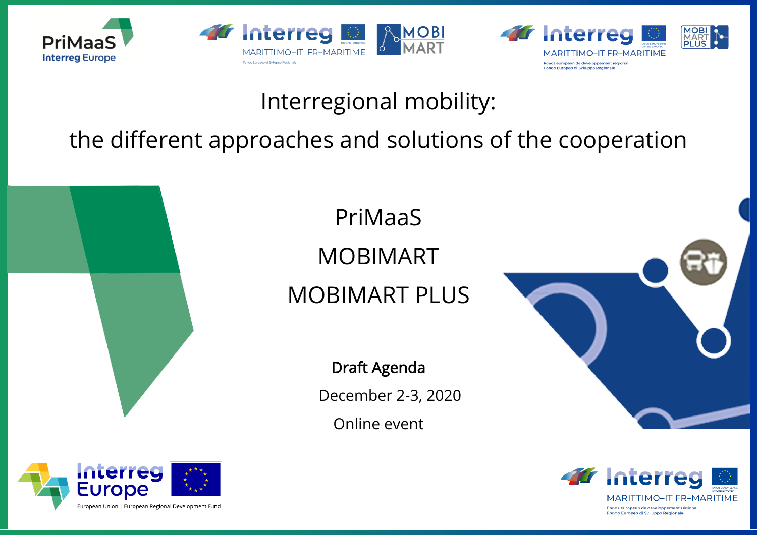# Interregional mobility:

# the different approaches and solutions of the cooperation

## PriMaaS

## MOBIMART

## MOBIMART PLUS

**Draft Agenda**

December 2-3, 2020

Online event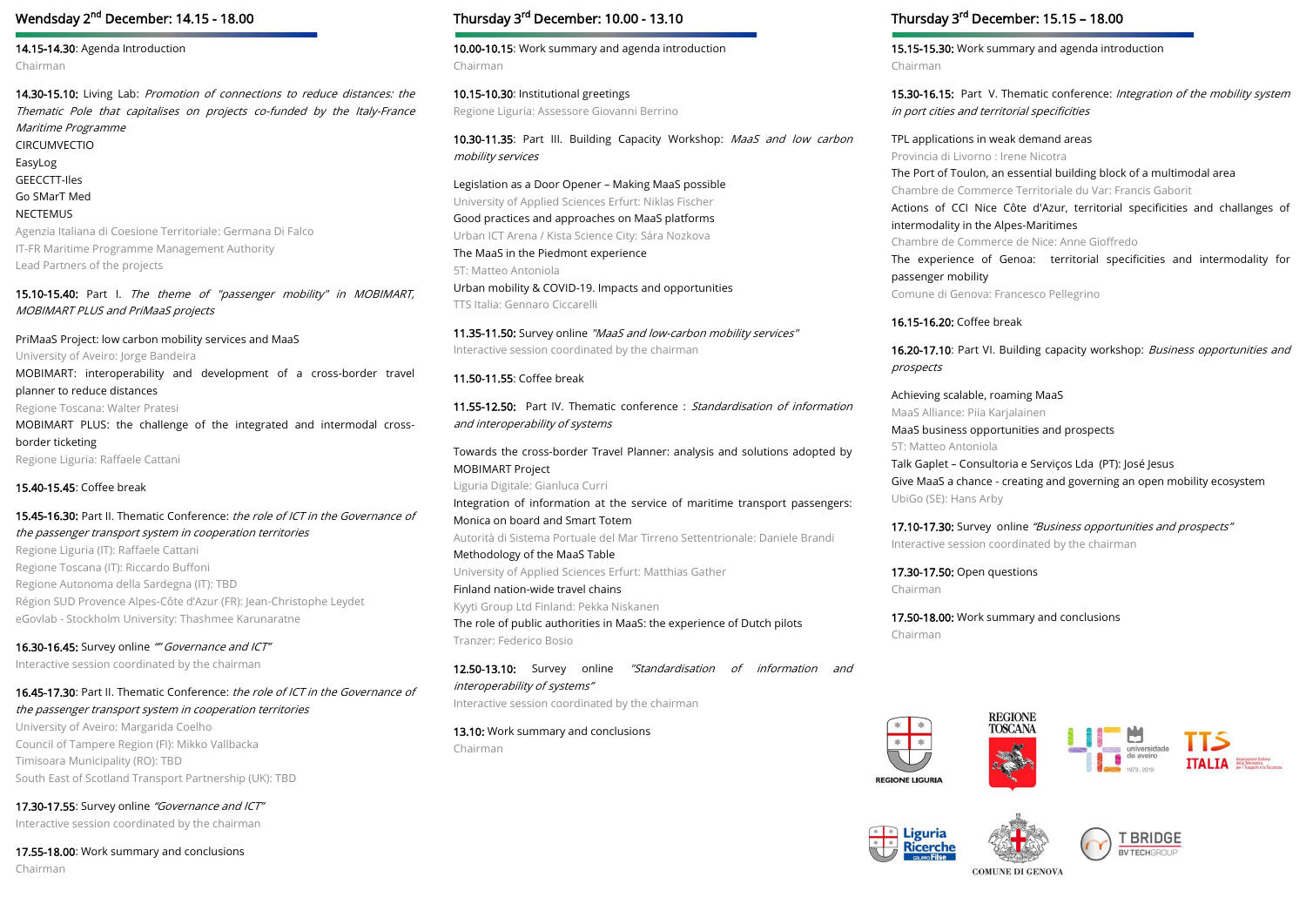## Wendsday 2nd December: 14.15 - 18.00

**14.15-14.30**: Agenda Introduction
Chairman

**14.30-15.10:** Living Lab: *Promotion of connections to reduce distances: the Thematic Pole that capitalises on projects co-funded by the Italy-France Maritime Programme*
CIRCUMVECTIO
EasyLog
GEECCTT-Iles
Go SMarT Med
NECTEMUS
Agenzia Italiana di Coesione Territoriale: Germana Di Falco
IT-FR Maritime Programme Management Authority
Lead Partners of the projects

**15.10-15.40:** Part I. *The theme of "passenger mobility" in MOBIMART, MOBIMART PLUS and PriMaaS projects*

PriMaaS Project: low carbon mobility services and MaaS
University of Aveiro: Jorge Bandeira
MOBIMART: interoperability and development of a cross-border travel planner to reduce distances
Regione Toscana: Walter Pratesi
MOBIMART PLUS: the challenge of the integrated and intermodal cross-border ticketing
Regione Liguria: Raffaele Cattani

**15.40-15.45**: Coffee break

**15.45-16.30:** Part II. Thematic Conference: *the role of ICT in the Governance of the passenger transport system in cooperation territories*
Regione Liguria (IT): Raffaele Cattani
Regione Toscana (IT): Riccardo Buffoni
Regione Autonoma della Sardegna (IT): TBD
Région SUD Provence Alpes-Côte d'Azur (FR): Jean-Christophe Leydet
eGovlab - Stockholm University: Thashmee Karunaratne

**16.30-16.45:** Survey online *"" Governance and ICT"*
Interactive session coordinated by the chairman

**16.45-17.30:** Part II. Thematic Conference: *the role of ICT in the Governance of the passenger transport system in cooperation territories*
University of Aveiro: Margarida Coelho
Council of Tampere Region (FI): Mikko Vallbacka
Timisoara Municipality (RO): TBD
South East of Scotland Transport Partnership (UK): TBD

**17.30-17.55**: Survey online *"Governance and ICT"*
Interactive session coordinated by the chairman

**17.55-18.00**: Work summary and conclusions
Chairman

## Thursday 3rd December: 10.00 - 13.10

**10.00-10.15**: Work summary and agenda introduction
Chairman

**10.15-10.30**: Institutional greetings
Regione Liguria: Assessore Giovanni Berrino

**10.30-11.35**: Part III. Building Capacity Workshop: *MaaS and low carbon mobility services*

Legislation as a Door Opener – Making MaaS possible
University of Applied Sciences Erfurt: Niklas Fischer
Good practices and approaches on MaaS platforms
Urban ICT Arena / Kista Science City: Sára Nozkova
The MaaS in the Piedmont experience
5T: Matteo Antoniola
Urban mobility & COVID-19. Impacts and opportunities
TTS Italia: Gennaro Ciccarelli

**11.35-11.50:** Survey online *"MaaS and low-carbon mobility services"*
Interactive session coordinated by the chairman

**11.50-11.55**: Coffee break

**11.55-12.50:** Part IV. Thematic conference : *Standardisation of information and interoperability of systems*

Towards the cross-border Travel Planner: analysis and solutions adopted by MOBIMART Project
Liguria Digitale: Gianluca Curri
Integration of information at the service of maritime transport passengers: Monica on board and Smart Totem
Autorità di Sistema Portuale del Mar Tirreno Settentrionale: Daniele Brandi
Methodology of the MaaS Table
University of Applied Sciences Erfurt: Matthias Gather
Finland nation-wide travel chains
Kyyti Group Ltd Finland: Pekka Niskanen
The role of public authorities in MaaS: the experience of Dutch pilots
Tranzer: Federico Bosio

**12.50-13.10:** Survey online *"Standardisation of information and interoperability of systems"*
Interactive session coordinated by the chairman

**13.10:** Work summary and conclusions
Chairman

## Thursday 3rd December: 15.15 – 18.00

**15.15-15.30:** Work summary and agenda introduction
Chairman

**15.30-16.15:** Part V. Thematic conference: *Integration of the mobility system in port cities and territorial specificities*

TPL applications in weak demand areas
Provincia di Livorno : Irene Nicotra
The Port of Toulon, an essential building block of a multimodal area
Chambre de Commerce Territoriale du Var: Francis Gaborit
Actions of CCI Nice Côte d'Azur, territorial specificities and challanges of intermodality in the Alpes-Maritimes
Chambre de Commerce de Nice: Anne Gioffredo
The experience of Genoa: territorial specificities and intermodality for passenger mobility
Comune di Genova: Francesco Pellegrino

**16.15-16.20:** Coffee break

**16.20-17.10**: Part VI. Building capacity workshop: *Business opportunities and prospects*

Achieving scalable, roaming MaaS
MaaS Alliance: Piia Karjalainen
MaaS business opportunities and prospects
5T: Matteo Antoniola
Talk Gaplet – Consultoria e Serviços Lda (PT): José Jesus
Give MaaS a chance - creating and governing an open mobility ecosystem
UbiGo (SE): Hans Arby

**17.10-17.30:** Survey online *"Business opportunities and prospects"*
Interactive session coordinated by the chairman

**17.30-17.50:** Open questions
Chairman

**17.50-18.00:** Work summary and conclusions
Chairman

REGIONE LIGURIA
REGIONE TOSCANA
universidade de aveiro 1973 : 2019
TTS ITALIA
Liguria Ricerche
COMUNE DI GENOVA
T BRIDGE BV TECHGROUP